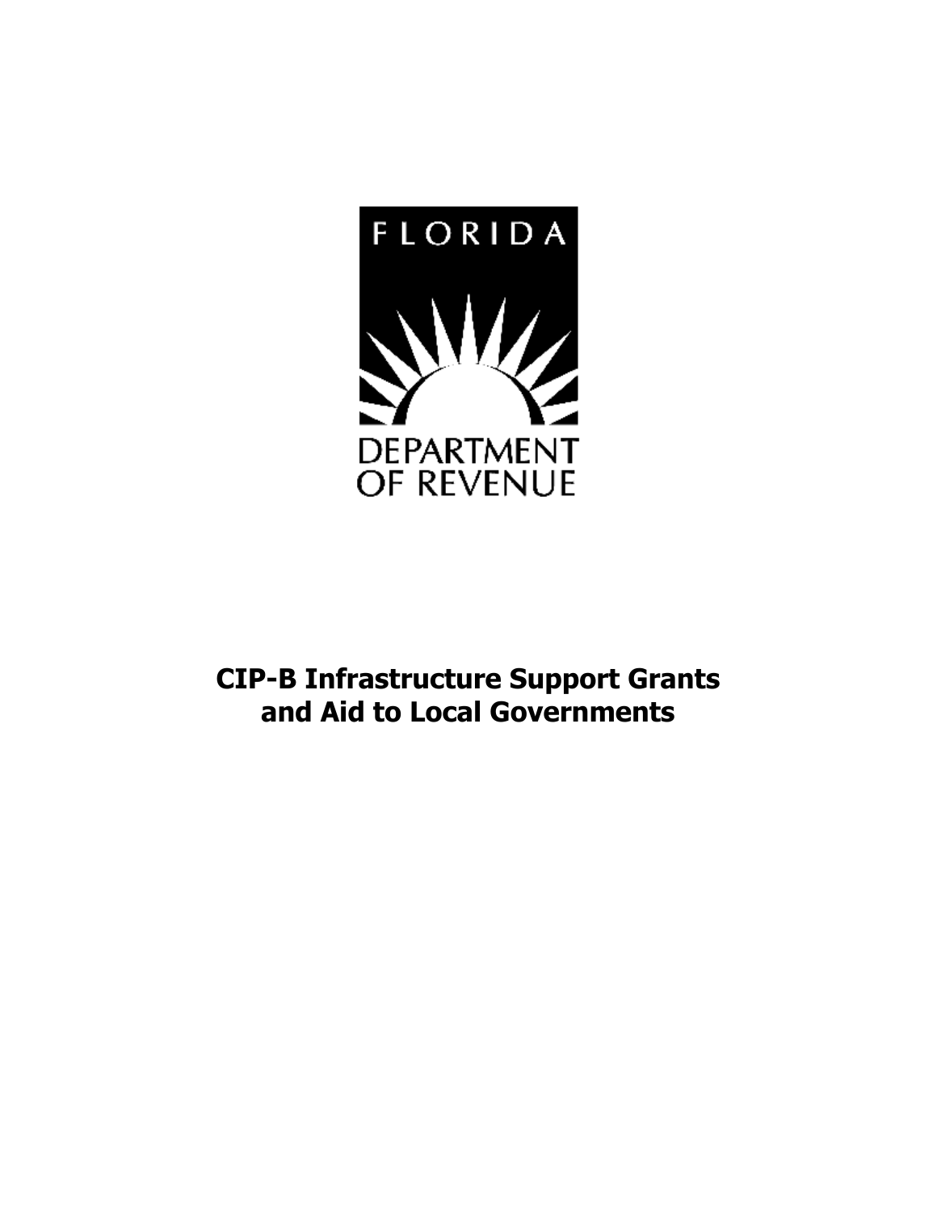FLORIDA

DEPARTMENT OF REVENUE

# CIP-B Infrastructure Support Grants and Aid to Local Governments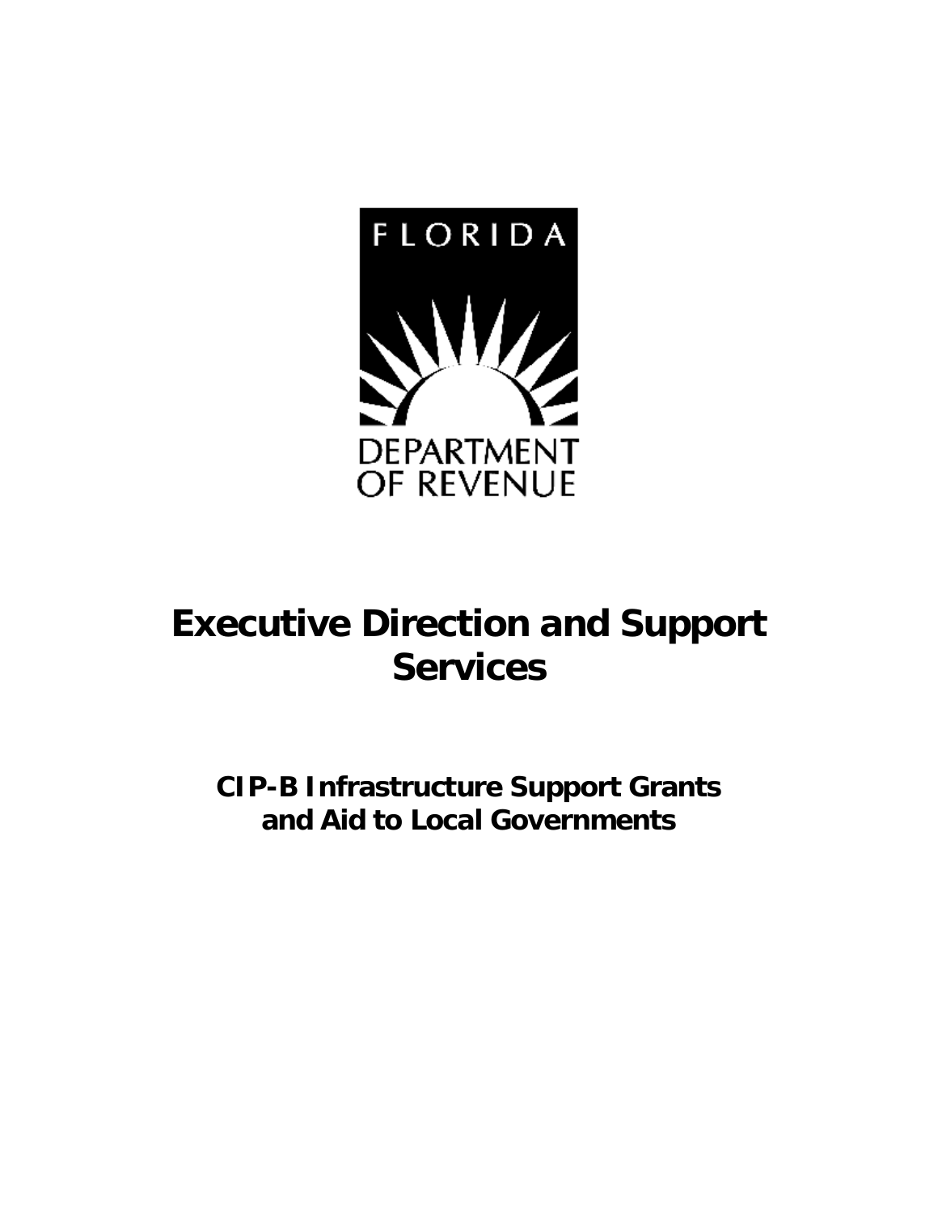FLORIDA

DEPARTMENT OF REVENUE

# Executive Direction and Support Services

## CIP-B Infrastructure Support Grants and Aid to Local Governments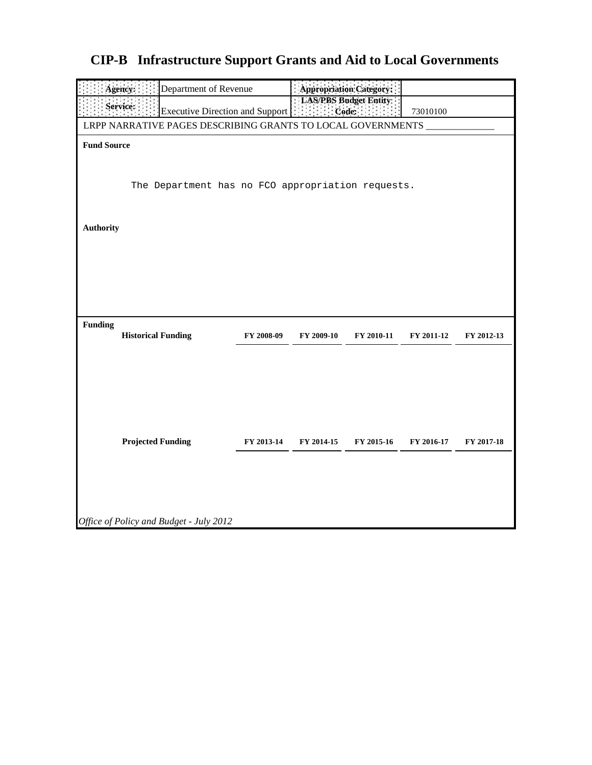# CIP-B Infrastructure Support Grants and Aid to Local Governments

| Agency: | Department of Revenue | Appropriation Category: | |
|---|---|---|---|
| Service: | Executive Direction and Support | LAS/PBS Budget Entity Code: | 73010100 |

LRPP NARRATIVE PAGES DESCRIBING GRANTS TO LOCAL GOVERNMENTS ______________

**Fund Source**

```
The Department has no FCO appropriation requests.
```

**Authority**

**Funding**

| Historical Funding | FY 2008-09 | FY 2009-10 | FY 2010-11 | FY 2011-12 | FY 2012-13 |
|---|---|---|---|---|---|

| Projected Funding | FY 2013-14 | FY 2014-15 | FY 2015-16 | FY 2016-17 | FY 2017-18 |
|---|---|---|---|---|---|

*Office of Policy and Budget - July 2012*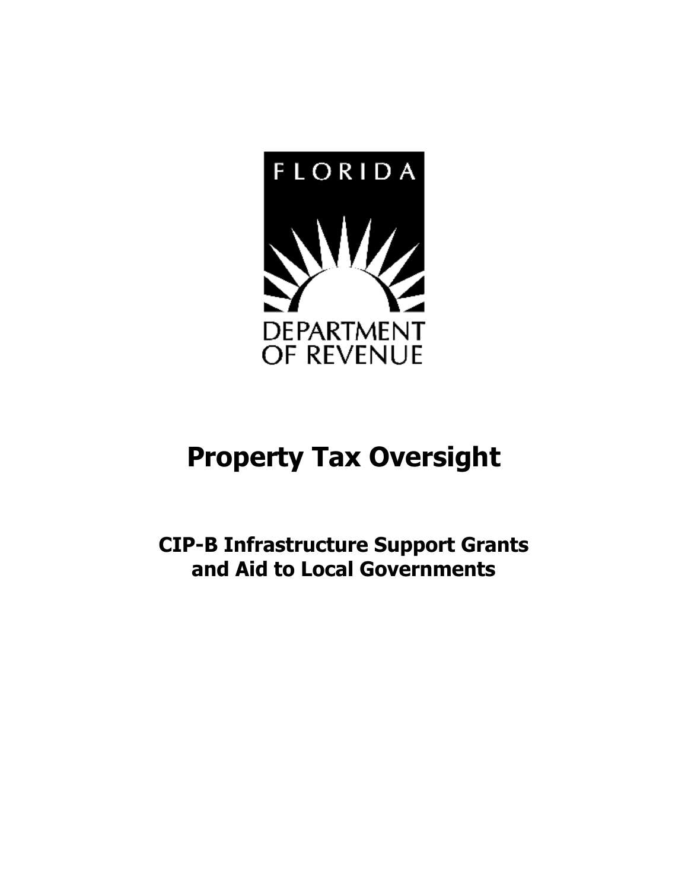FLORIDA

DEPARTMENT OF REVENUE

# Property Tax Oversight

## CIP-B Infrastructure Support Grants and Aid to Local Governments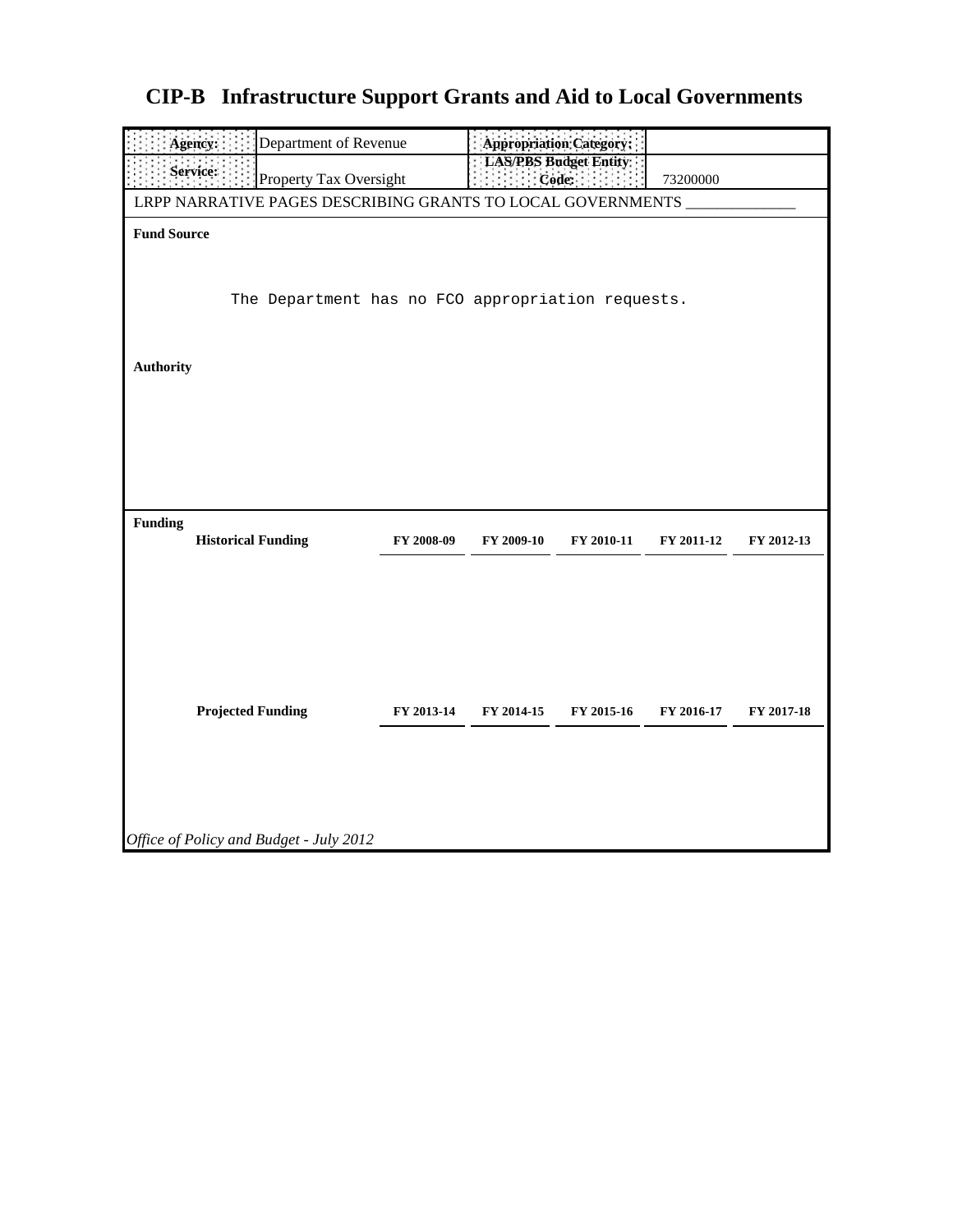# CIP-B Infrastructure Support Grants and Aid to Local Governments

| Agency: | Department of Revenue | Appropriation Category: | |
|---|---|---|---|
| Service: | Property Tax Oversight | LAS/PBS Budget Entity Code: | 73200000 |

LRPP NARRATIVE PAGES DESCRIBING GRANTS TO LOCAL GOVERNMENTS _______________

**Fund Source**

The Department has no FCO appropriation requests.

**Authority**

**Funding**

| Historical Funding | FY 2008-09 | FY 2009-10 | FY 2010-11 | FY 2011-12 | FY 2012-13 |
|---|---|---|---|---|---|

| Projected Funding | FY 2013-14 | FY 2014-15 | FY 2015-16 | FY 2016-17 | FY 2017-18 |
|---|---|---|---|---|---|

*Office of Policy and Budget - July 2012*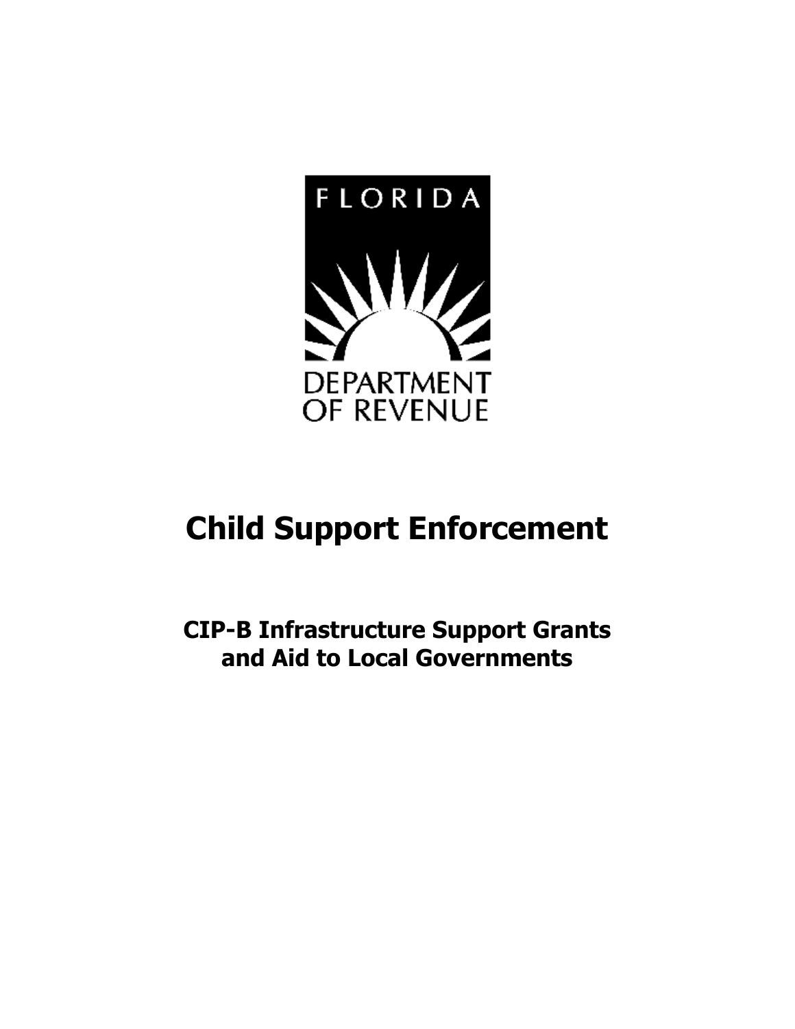FLORIDA

DEPARTMENT
OF REVENUE

# Child Support Enforcement

## CIP-B Infrastructure Support Grants and Aid to Local Governments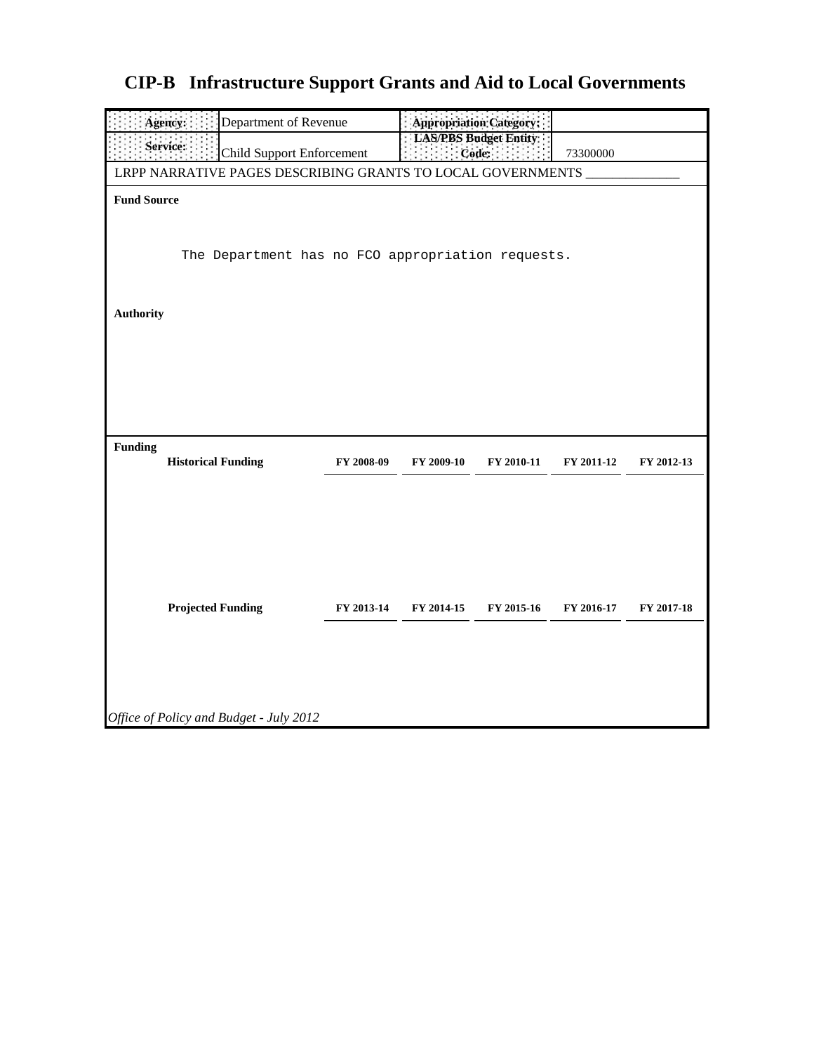# CIP-B Infrastructure Support Grants and Aid to Local Governments

| **Agency:** | Department of Revenue | **Appropriation Category:** | |
|---|---|---|---|
| **Service:** | Child Support Enforcement | **LAS/PBS Budget Entity Code:** | 73300000 |

LRPP NARRATIVE PAGES DESCRIBING GRANTS TO LOCAL GOVERNMENTS ______________

**Fund Source**

The Department has no FCO appropriation requests.

**Authority**

**Funding**

| **Historical Funding** | **FY 2008-09** | **FY 2009-10** | **FY 2010-11** | **FY 2011-12** | **FY 2012-13** |
|---|---|---|---|---|---|

| **Projected Funding** | **FY 2013-14** | **FY 2014-15** | **FY 2015-16** | **FY 2016-17** | **FY 2017-18** |
|---|---|---|---|---|---|

*Office of Policy and Budget - July 2012*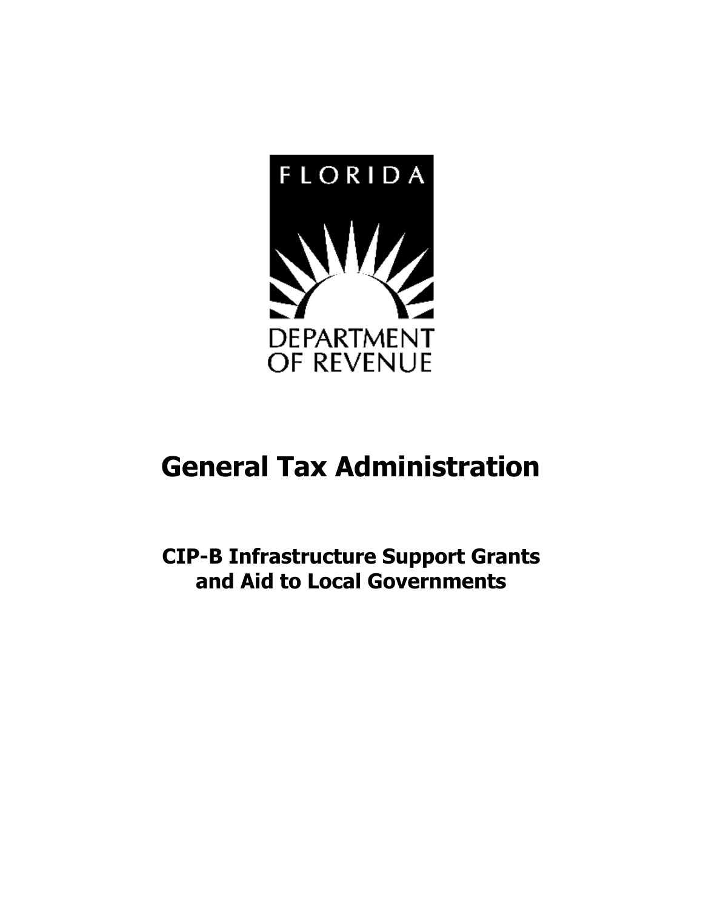FLORIDA

DEPARTMENT OF REVENUE

# General Tax Administration

## CIP-B Infrastructure Support Grants and Aid to Local Governments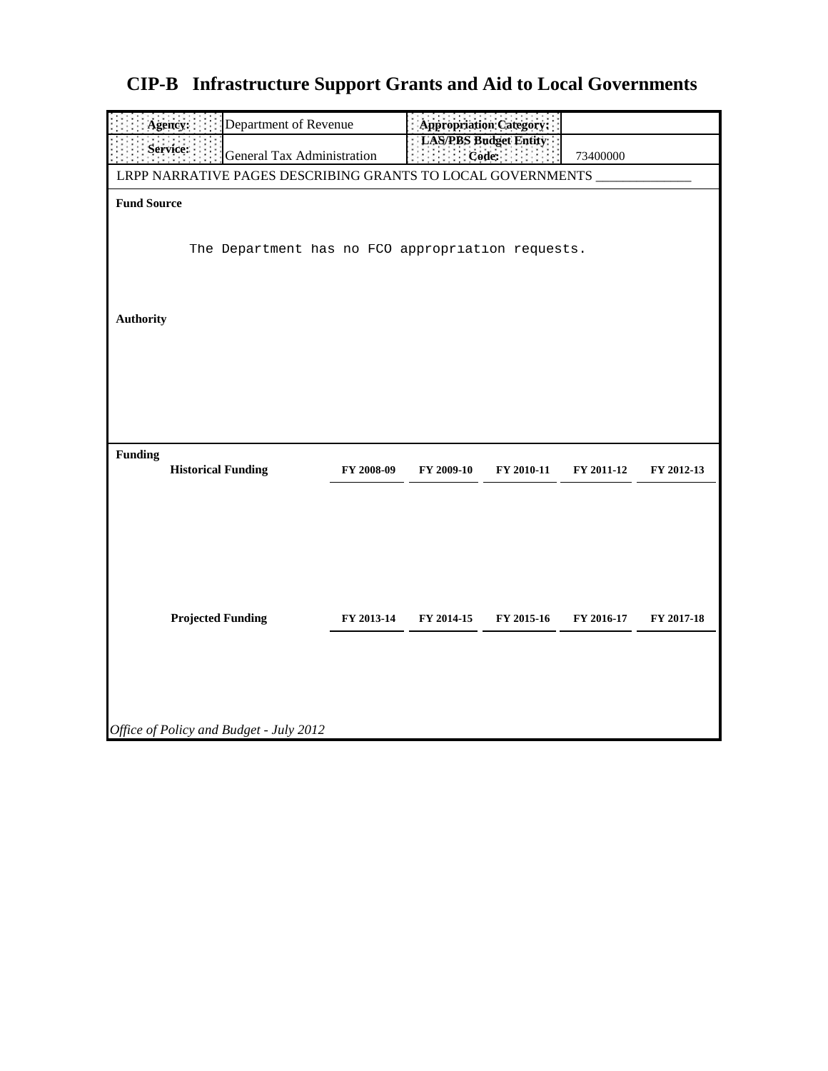# CIP-B Infrastructure Support Grants and Aid to Local Governments

| **Agency:** | Department of Revenue | **Appropriation Category:** | |
|---|---|---|---|
| **Service:** | General Tax Administration | **LAS/PBS Budget Entity Code:** | 73400000 |

LRPP NARRATIVE PAGES DESCRIBING GRANTS TO LOCAL GOVERNMENTS ______________

**Fund Source**

The Department has no FCO appropriation requests.

**Authority**

**Funding**

| **Historical Funding** | **FY 2008-09** | **FY 2009-10** | **FY 2010-11** | **FY 2011-12** | **FY 2012-13** |
|---|---|---|---|---|---|
| | | | | | |

| **Projected Funding** | **FY 2013-14** | **FY 2014-15** | **FY 2015-16** | **FY 2016-17** | **FY 2017-18** |
|---|---|---|---|---|---|
| | | | | | |

*Office of Policy and Budget - July 2012*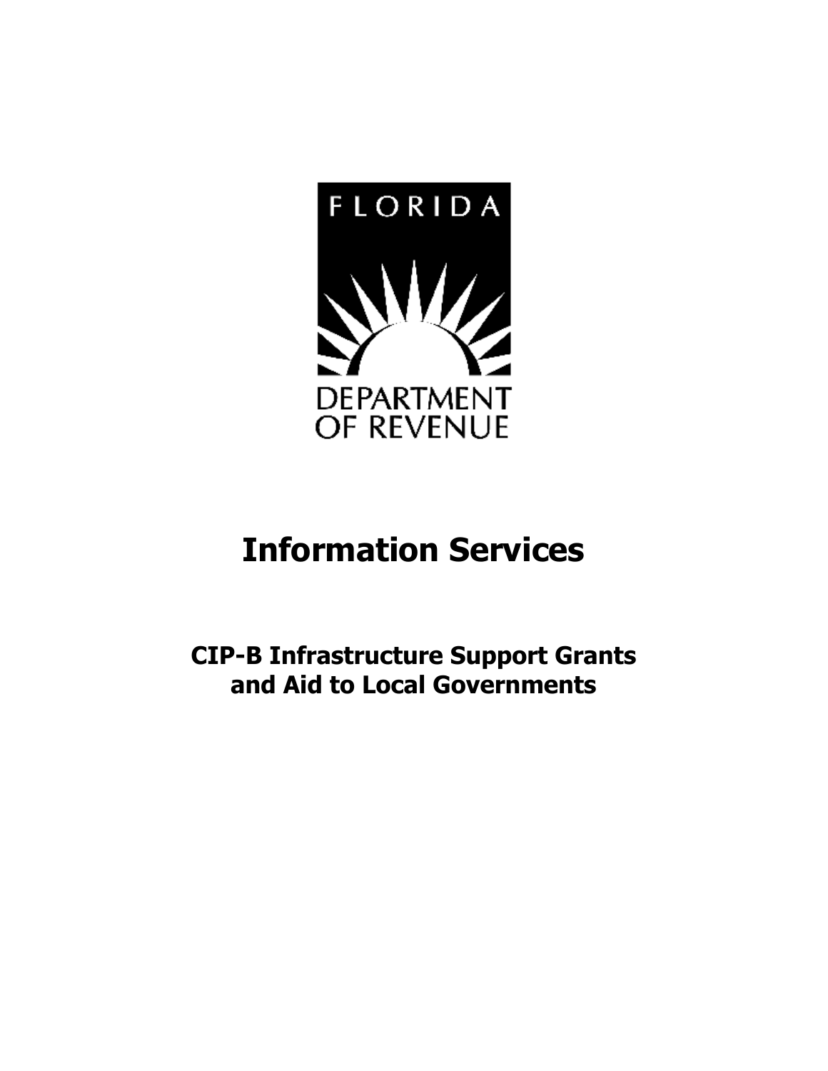FLORIDA

DEPARTMENT OF REVENUE

# Information Services

## CIP-B Infrastructure Support Grants and Aid to Local Governments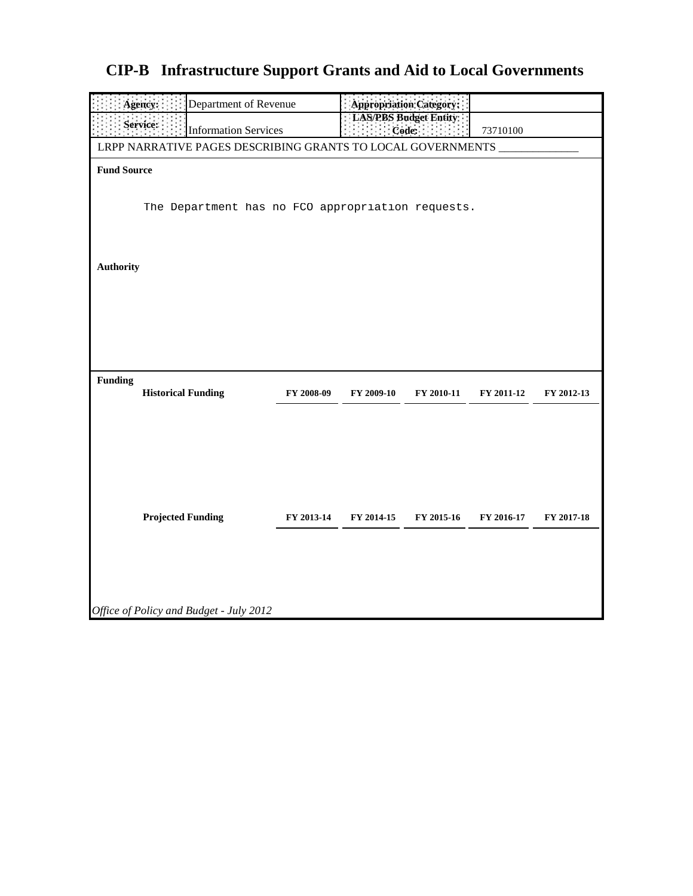# CIP-B Infrastructure Support Grants and Aid to Local Governments

| | | | |
|---|---|---|---|
| **Agency:** | Department of Revenue | **Appropriation Category:** | |
| **Service:** | Information Services | **LAS/PBS Budget Entity Code:** | 73710100 |

LRPP NARRATIVE PAGES DESCRIBING GRANTS TO LOCAL GOVERNMENTS ______________

**Fund Source**

The Department has no FCO appropriation requests.

**Authority**

**Funding**

| **Historical Funding** | **FY 2008-09** | **FY 2009-10** | **FY 2010-11** | **FY 2011-12** | **FY 2012-13** |
|---|---|---|---|---|---|

| **Projected Funding** | **FY 2013-14** | **FY 2014-15** | **FY 2015-16** | **FY 2016-17** | **FY 2017-18** |
|---|---|---|---|---|---|

*Office of Policy and Budget - July 2012*